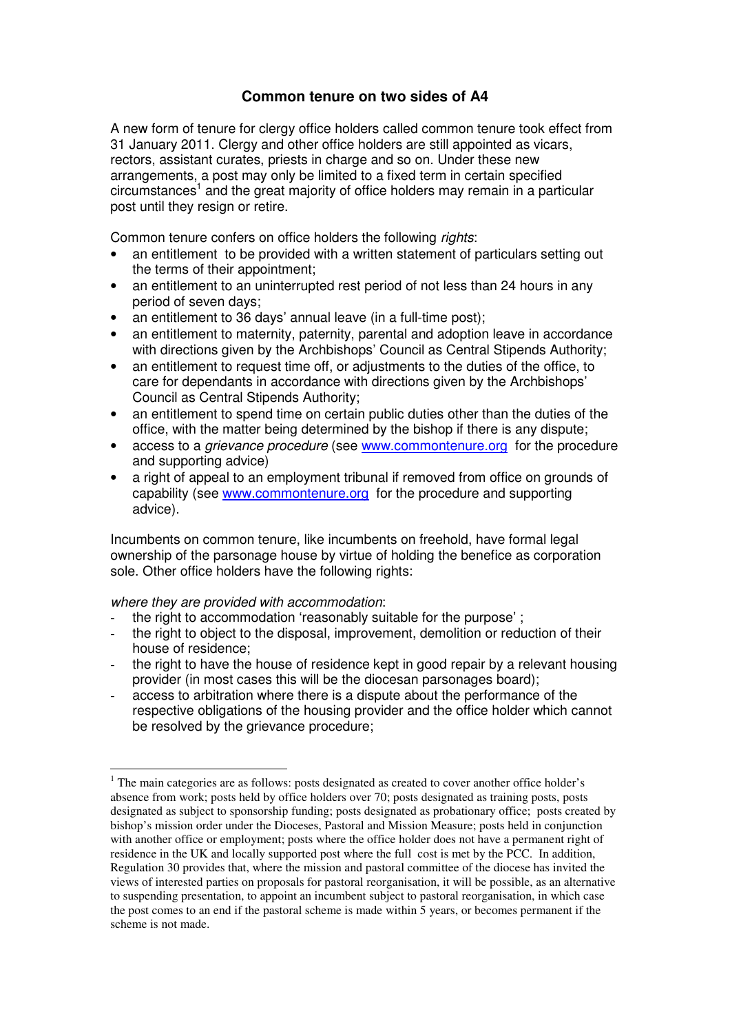# Common tenure on two sides of A4

A new form of tenure for clergy office holders called common tenure took effect from 31 January 2011. Clergy and other office holders are still appointed as vicars, rectors, assistant curates, priests in charge and so on. Under these new arrangements, a post may only be limited to a fixed term in certain specified circumstances[1] and the great majority of office holders may remain in a particular post until they resign or retire.

Common tenure confers on office holders the following *rights*:

- an entitlement to be provided with a written statement of particulars setting out the terms of their appointment;
- an entitlement to an uninterrupted rest period of not less than 24 hours in any period of seven days;
- an entitlement to 36 days' annual leave (in a full-time post);
- an entitlement to maternity, paternity, parental and adoption leave in accordance with directions given by the Archbishops' Council as Central Stipends Authority;
- an entitlement to request time off, or adjustments to the duties of the office, to care for dependants in accordance with directions given by the Archbishops' Council as Central Stipends Authority;
- an entitlement to spend time on certain public duties other than the duties of the office, with the matter being determined by the bishop if there is any dispute;
- access to a *grievance procedure* (see www.commontenure.org for the procedure and supporting advice)
- a right of appeal to an employment tribunal if removed from office on grounds of capability (see www.commontenure.org for the procedure and supporting advice).

Incumbents on common tenure, like incumbents on freehold, have formal legal ownership of the parsonage house by virtue of holding the benefice as corporation sole. Other office holders have the following rights:

*where they are provided with accommodation*:

- the right to accommodation 'reasonably suitable for the purpose' ;
- the right to object to the disposal, improvement, demolition or reduction of their house of residence;
- the right to have the house of residence kept in good repair by a relevant housing provider (in most cases this will be the diocesan parsonages board);
- access to arbitration where there is a dispute about the performance of the respective obligations of the housing provider and the office holder which cannot be resolved by the grievance procedure;

[1] The main categories are as follows: posts designated as created to cover another office holder's absence from work; posts held by office holders over 70; posts designated as training posts, posts designated as subject to sponsorship funding; posts designated as probationary office; posts created by bishop's mission order under the Dioceses, Pastoral and Mission Measure; posts held in conjunction with another office or employment; posts where the office holder does not have a permanent right of residence in the UK and locally supported post where the full cost is met by the PCC. In addition, Regulation 30 provides that, where the mission and pastoral committee of the diocese has invited the views of interested parties on proposals for pastoral reorganisation, it will be possible, as an alternative to suspending presentation, to appoint an incumbent subject to pastoral reorganisation, in which case the post comes to an end if the pastoral scheme is made within 5 years, or becomes permanent if the scheme is not made.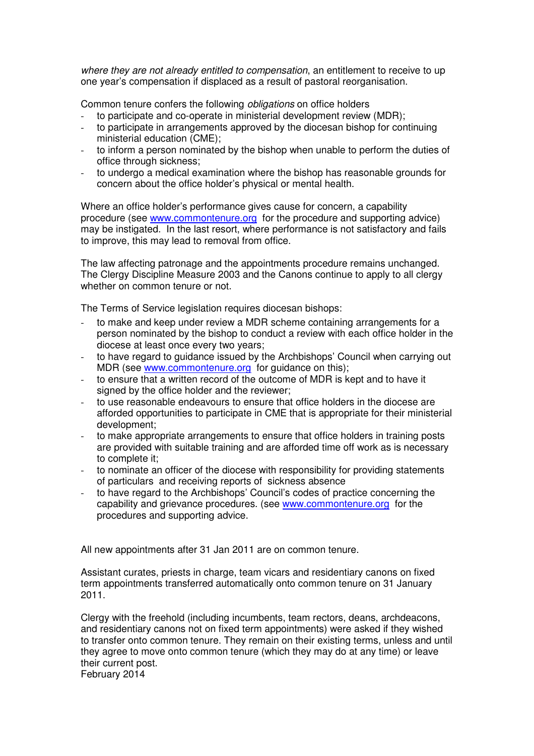*where they are not already entitled to compensation*, an entitlement to receive to up one year's compensation if displaced as a result of pastoral reorganisation.

Common tenure confers the following *obligations* on office holders

- to participate and co-operate in ministerial development review (MDR);
- to participate in arrangements approved by the diocesan bishop for continuing ministerial education (CME);
- to inform a person nominated by the bishop when unable to perform the duties of office through sickness;
- to undergo a medical examination where the bishop has reasonable grounds for concern about the office holder's physical or mental health.

Where an office holder's performance gives cause for concern, a capability procedure (see www.commontenure.org for the procedure and supporting advice) may be instigated. In the last resort, where performance is not satisfactory and fails to improve, this may lead to removal from office.

The law affecting patronage and the appointments procedure remains unchanged. The Clergy Discipline Measure 2003 and the Canons continue to apply to all clergy whether on common tenure or not.

The Terms of Service legislation requires diocesan bishops:

- to make and keep under review a MDR scheme containing arrangements for a person nominated by the bishop to conduct a review with each office holder in the diocese at least once every two years;
- to have regard to guidance issued by the Archbishops' Council when carrying out MDR (see www.commontenure.org for guidance on this);
- to ensure that a written record of the outcome of MDR is kept and to have it signed by the office holder and the reviewer;
- to use reasonable endeavours to ensure that office holders in the diocese are afforded opportunities to participate in CME that is appropriate for their ministerial development;
- to make appropriate arrangements to ensure that office holders in training posts are provided with suitable training and are afforded time off work as is necessary to complete it;
- to nominate an officer of the diocese with responsibility for providing statements of particulars and receiving reports of sickness absence
- to have regard to the Archbishops' Council's codes of practice concerning the capability and grievance procedures. (see www.commontenure.org for the procedures and supporting advice.

All new appointments after 31 Jan 2011 are on common tenure.

Assistant curates, priests in charge, team vicars and residentiary canons on fixed term appointments transferred automatically onto common tenure on 31 January 2011.

Clergy with the freehold (including incumbents, team rectors, deans, archdeacons, and residentiary canons not on fixed term appointments) were asked if they wished to transfer onto common tenure. They remain on their existing terms, unless and until they agree to move onto common tenure (which they may do at any time) or leave their current post.

February 2014